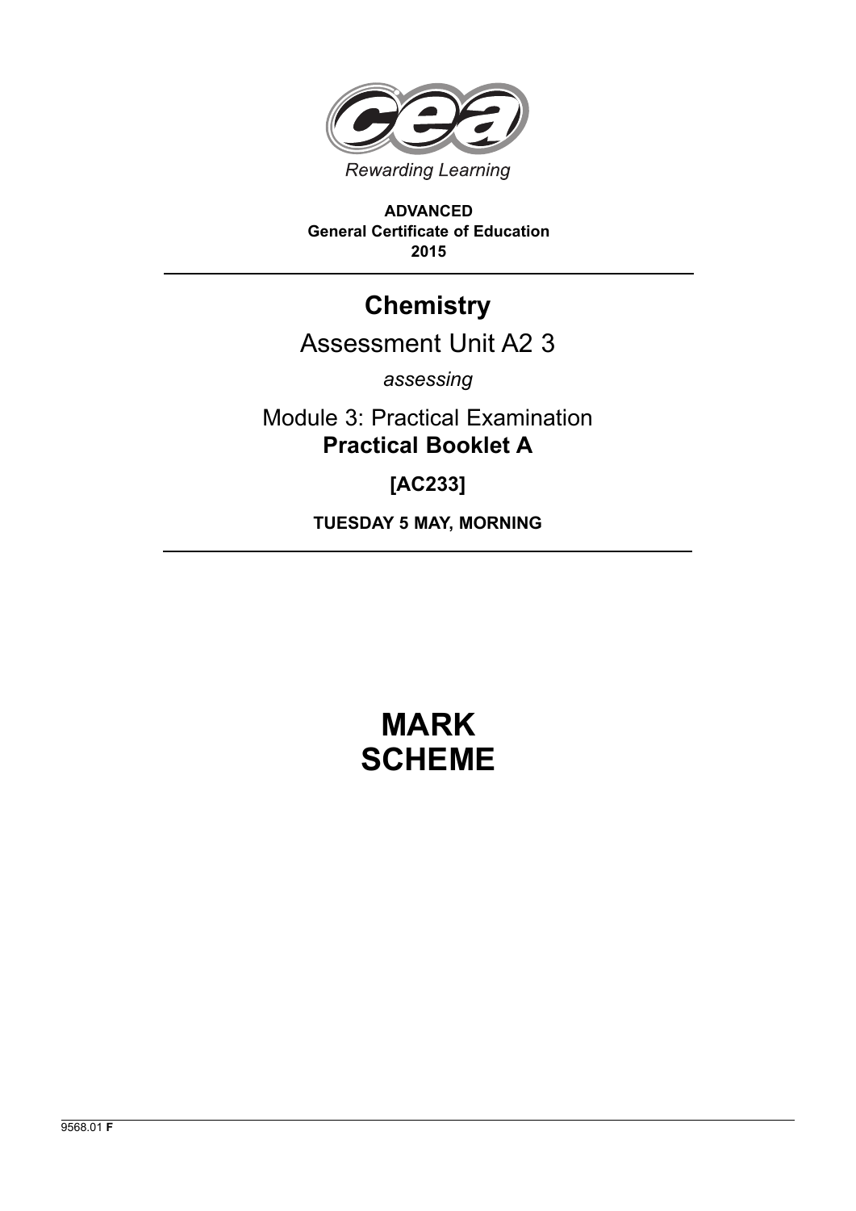Rewarding Learning

**ADVANCED**
**General Certificate of Education**
**2015**

# Chemistry

## Assessment Unit A2 3

*assessing*

Module 3: Practical Examination
**Practical Booklet A**

**[AC233]**

**TUESDAY 5 MAY, MORNING**

# MARK SCHEME

9568.01 **F**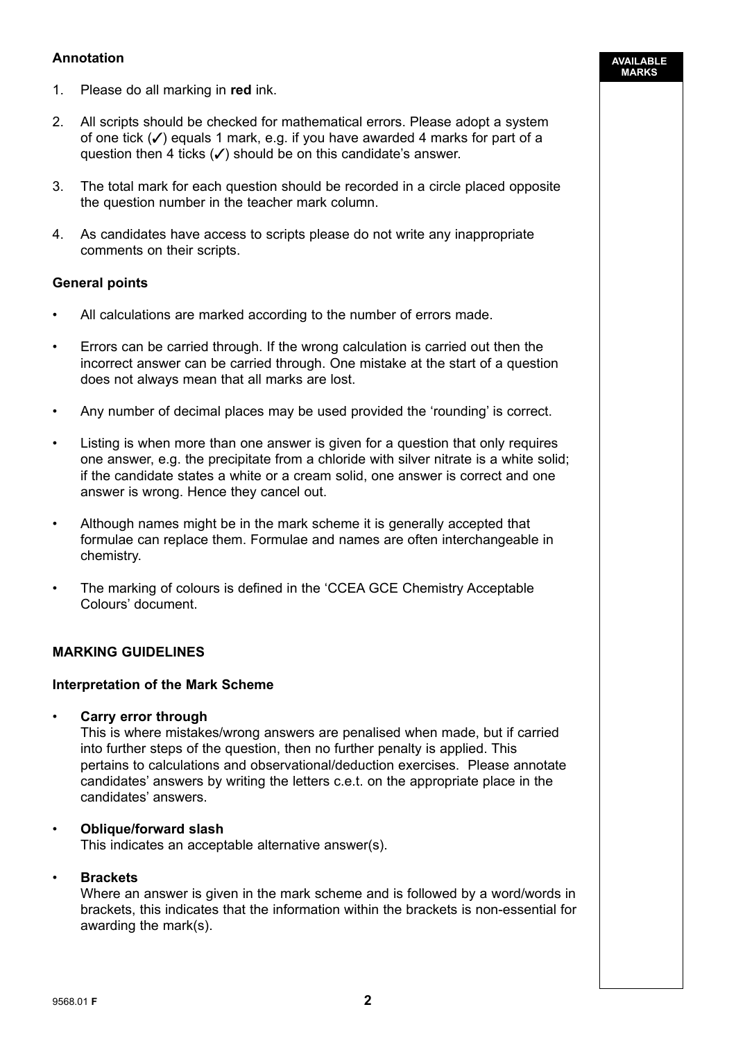## Annotation

1. Please do all marking in **red** ink.

2. All scripts should be checked for mathematical errors. Please adopt a system of one tick (✓) equals 1 mark, e.g. if you have awarded 4 marks for part of a question then 4 ticks (✓) should be on this candidate's answer.

3. The total mark for each question should be recorded in a circle placed opposite the question number in the teacher mark column.

4. As candidates have access to scripts please do not write any inappropriate comments on their scripts.

## General points

- All calculations are marked according to the number of errors made.
- Errors can be carried through. If the wrong calculation is carried out then the incorrect answer can be carried through. One mistake at the start of a question does not always mean that all marks are lost.
- Any number of decimal places may be used provided the 'rounding' is correct.
- Listing is when more than one answer is given for a question that only requires one answer, e.g. the precipitate from a chloride with silver nitrate is a white solid; if the candidate states a white or a cream solid, one answer is correct and one answer is wrong. Hence they cancel out.
- Although names might be in the mark scheme it is generally accepted that formulae can replace them. Formulae and names are often interchangeable in chemistry.
- The marking of colours is defined in the 'CCEA GCE Chemistry Acceptable Colours' document.

## MARKING GUIDELINES

### Interpretation of the Mark Scheme

- **Carry error through**
  This is where mistakes/wrong answers are penalised when made, but if carried into further steps of the question, then no further penalty is applied. This pertains to calculations and observational/deduction exercises. Please annotate candidates' answers by writing the letters c.e.t. on the appropriate place in the candidates' answers.

- **Oblique/forward slash**
  This indicates an acceptable alternative answer(s).

- **Brackets**
  Where an answer is given in the mark scheme and is followed by a word/words in brackets, this indicates that the information within the brackets is non-essential for awarding the mark(s).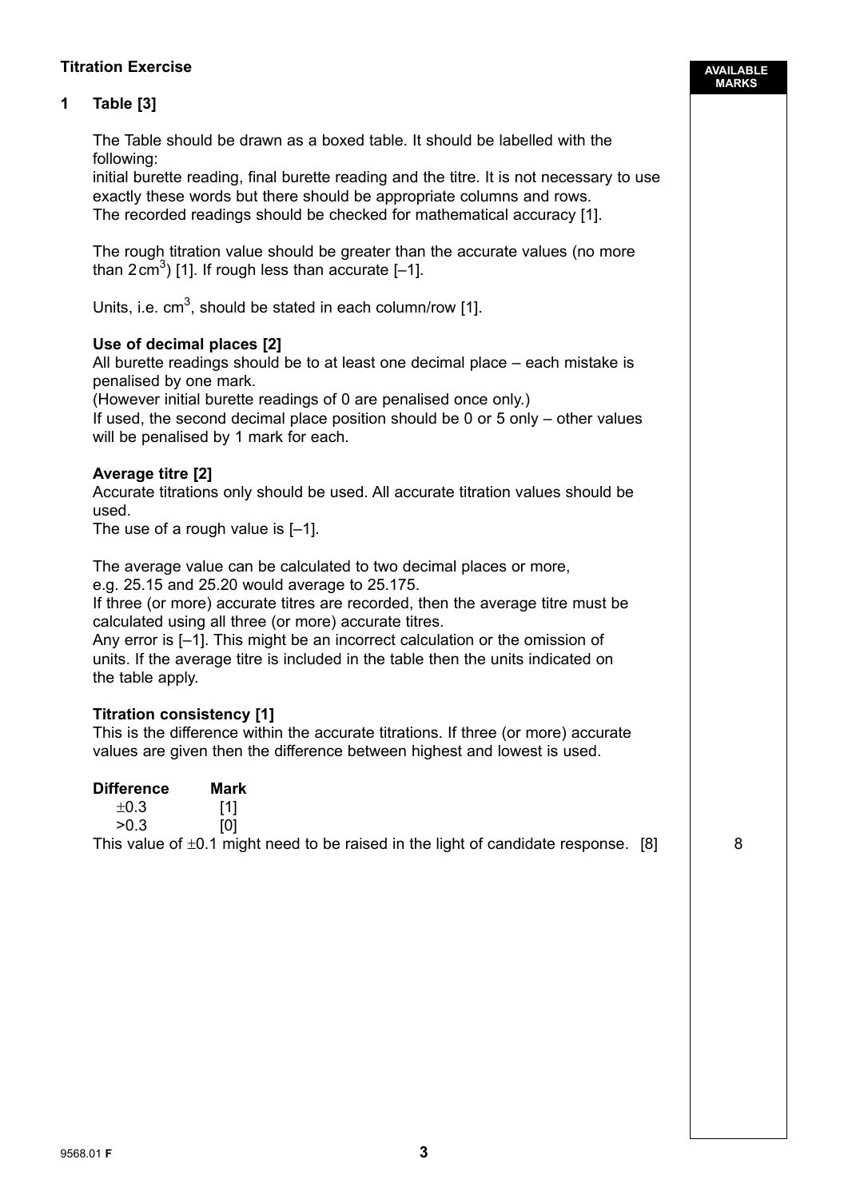**Titration Exercise**

AVAILABLE MARKS

**1 Table [3]**

The Table should be drawn as a boxed table. It should be labelled with the following:
initial burette reading, final burette reading and the titre. It is not necessary to use exactly these words but there should be appropriate columns and rows.
The recorded readings should be checked for mathematical accuracy [1].

The rough titration value should be greater than the accurate values (no more than 2 $cm^3$) [1]. If rough less than accurate [–1].

Units, i.e. $cm^3$, should be stated in each column/row [1].

**Use of decimal places [2]**
All burette readings should be to at least one decimal place – each mistake is penalised by one mark.
(However initial burette readings of 0 are penalised once only.)
If used, the second decimal place position should be 0 or 5 only – other values will be penalised by 1 mark for each.

**Average titre [2]**
Accurate titrations only should be used. All accurate titration values should be used.
The use of a rough value is [–1].

The average value can be calculated to two decimal places or more, e.g. 25.15 and 25.20 would average to 25.175.
If three (or more) accurate titres are recorded, then the average titre must be calculated using all three (or more) accurate titres.
Any error is [–1]. This might be an incorrect calculation or the omission of units. If the average titre is included in the table then the units indicated on the table apply.

**Titration consistency [1]**
This is the difference within the accurate titrations. If three (or more) accurate values are given then the difference between highest and lowest is used.

| **Difference** | **Mark** |
|---|---|
| $\pm 0.3$ | [1] |
| >0.3 | [0] |

This value of $\pm 0.1$ might need to be raised in the light of candidate response. [8]

8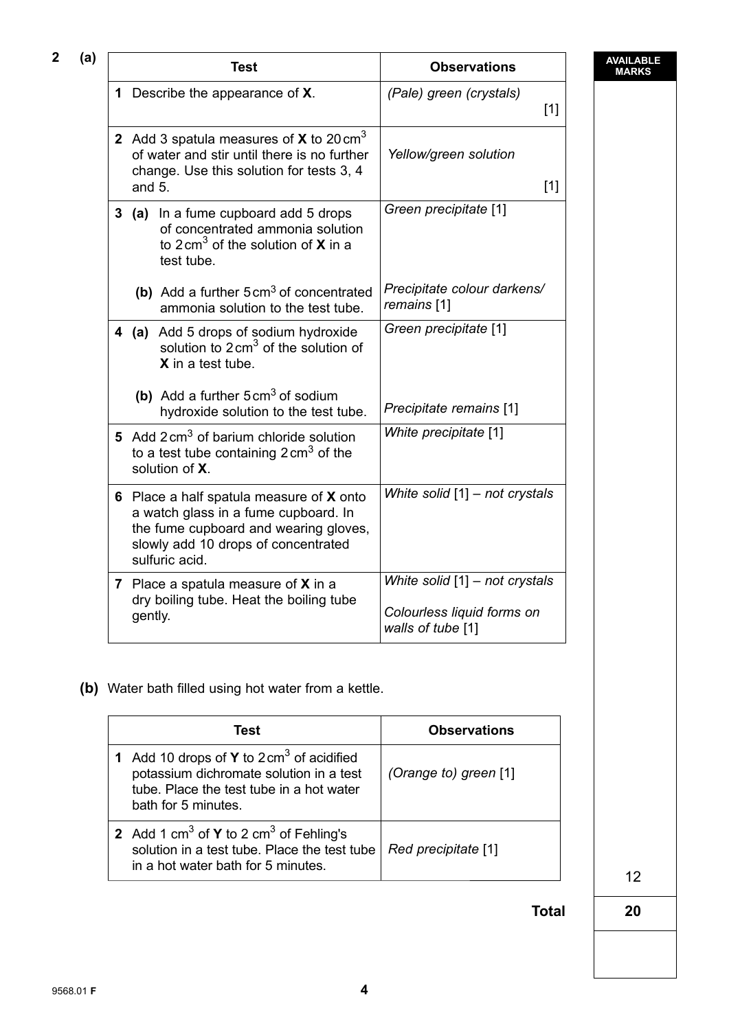**2 (a)**

| Test | Observations |
|---|---|
| **1** Describe the appearance of **X**. | *(Pale) green (crystals)* [1] |
| **2** Add 3 spatula measures of **X** to 20 $cm^3$ of water and stir until there is no further change. Use this solution for tests 3, 4 and 5. | *Yellow/green solution* [1] |
| **3 (a)** In a fume cupboard add 5 drops of concentrated ammonia solution to 2 $cm^3$ of the solution of **X** in a test tube. | *Green precipitate* [1] |
| **(b)** Add a further 5 $cm^3$ of concentrated ammonia solution to the test tube. | *Precipitate colour darkens/ remains* [1] |
| **4 (a)** Add 5 drops of sodium hydroxide solution to 2 $cm^3$ of the solution of **X** in a test tube. | *Green precipitate* [1] |
| **(b)** Add a further 5 $cm^3$ of sodium hydroxide solution to the test tube. | *Precipitate remains* [1] |
| **5** Add 2 $cm^3$ of barium chloride solution to a test tube containing 2 $cm^3$ of the solution of **X**. | *White precipitate* [1] |
| **6** Place a half spatula measure of **X** onto a watch glass in a fume cupboard. In the fume cupboard and wearing gloves, slowly add 10 drops of concentrated sulfuric acid. | *White solid* [1] – *not crystals* |
| **7** Place a spatula measure of **X** in a dry boiling tube. Heat the boiling tube gently. | *White solid* [1] – *not crystals*<br>*Colourless liquid forms on walls of tube* [1] |

**(b)** Water bath filled using hot water from a kettle.

| Test | Observations |
|---|---|
| **1** Add 10 drops of **Y** to 2 $cm^3$ of acidified potassium dichromate solution in a test tube. Place the test tube in a hot water bath for 5 minutes. | *(Orange to) green* [1] |
| **2** Add 1 $cm^3$ of **Y** to 2 $cm^3$ of Fehling's solution in a test tube. Place the test tube in a hot water bath for 5 minutes. | *Red precipitate* [1] |

AVAILABLE MARKS: 12

**Total** 20